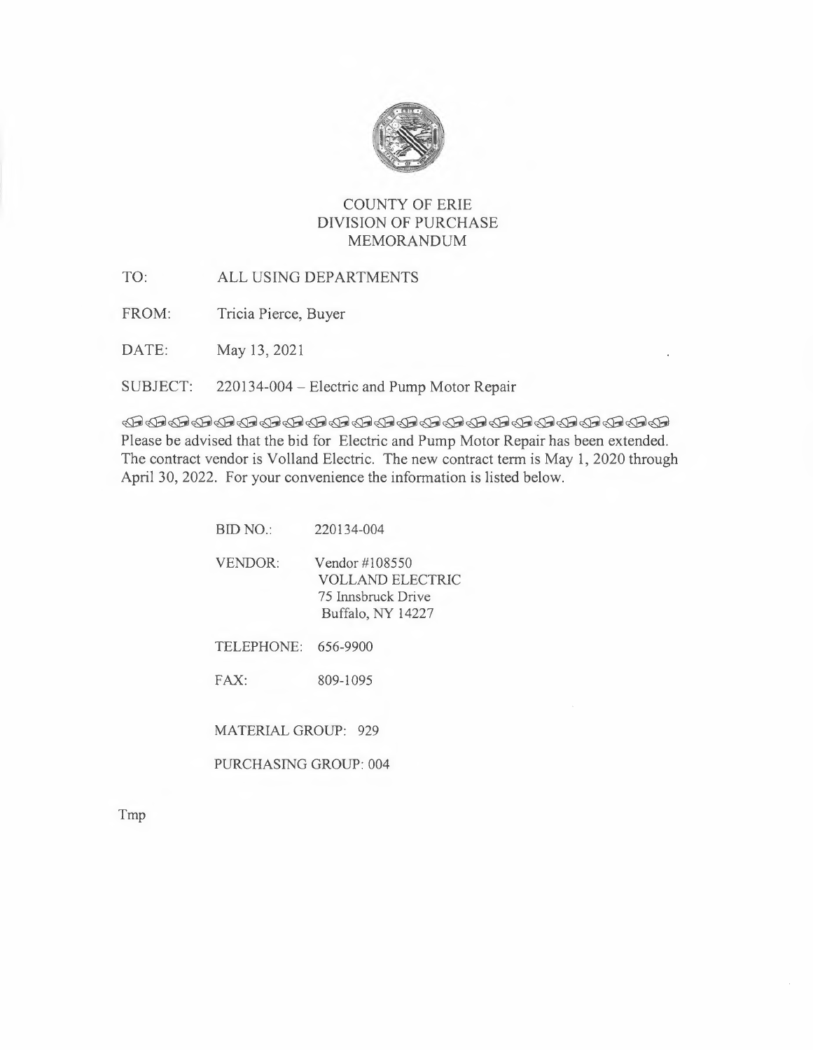# COUNTY OF ERIE
## DIVISION OF PURCHASE
## MEMORANDUM

TO: ALL USING DEPARTMENTS

FROM: Tricia Pierce, Buyer

DATE: May 13, 2021

SUBJECT: 220134-004 – Electric and Pump Motor Repair

Please be advised that the bid for Electric and Pump Motor Repair has been extended. The contract vendor is Volland Electric. The new contract term is May 1, 2020 through April 30, 2022. For your convenience the information is listed below.

BID NO.: 220134-004

VENDOR: Vendor #108550
VOLLAND ELECTRIC
75 Innsbruck Drive
Buffalo, NY 14227

TELEPHONE: 656-9900

FAX: 809-1095

MATERIAL GROUP: 929

PURCHASING GROUP: 004

Tmp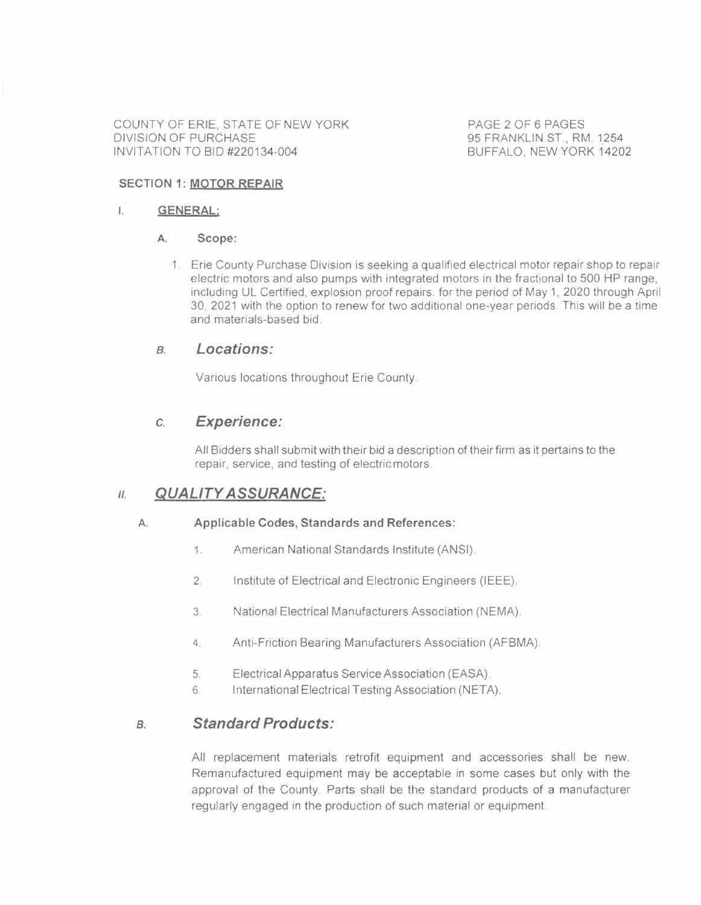COUNTY OF ERIE, STATE OF NEW YORK
DIVISION OF PURCHASE
INVITATION TO BID #220134-004

95 FRANKLIN ST., RM. 1254
BUFFALO, NEW YORK 14202

## SECTION 1: MOTOR REPAIR

### I. GENERAL:

**A. Scope:**

1. Erie County Purchase Division is seeking a qualified electrical motor repair shop to repair electric motors and also pumps with integrated motors in the fractional to 500 HP range, including UL Certified, explosion proof repairs. for the period of May 1, 2020 through April 30, 2021 with the option to renew for two additional one-year periods. This will be a time and materials-based bid.

***B. Locations:***

Various locations throughout Erie County.

***C. Experience:***

All Bidders shall submit with their bid a description of their firm as it pertains to the repair, service, and testing of electric motors.

### *II. QUALITY ASSURANCE:*

**A. Applicable Codes, Standards and References:**

1. American National Standards Institute (ANSI).
2. Institute of Electrical and Electronic Engineers (IEEE).
3. National Electrical Manufacturers Association (NEMA).
4. Anti-Friction Bearing Manufacturers Association (AFBMA).
5. Electrical Apparatus Service Association (EASA).
6. International Electrical Testing Association (NETA).

***B. Standard Products:***

All replacement materials retrofit equipment and accessories shall be new. Remanufactured equipment may be acceptable in some cases but only with the approval of the County. Parts shall be the standard products of a manufacturer regularly engaged in the production of such material or equipment.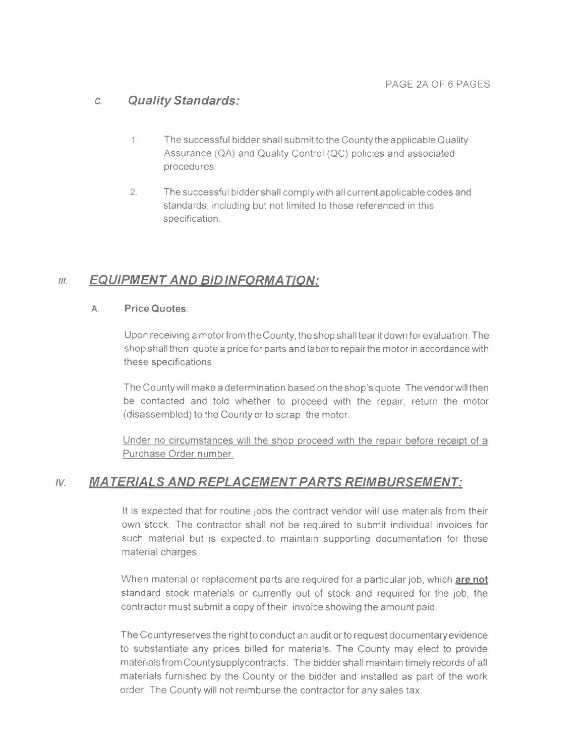### C. *Quality Standards:*

1. The successful bidder shall submit to the County the applicable Quality Assurance (QA) and Quality Control (QC) policies and associated procedures.

2. The successful bidder shall comply with all current applicable codes and standards, including but not limited to those referenced in this specification.

## III. *EQUIPMENT AND BID INFORMATION:*

### A. **Price Quotes**:

Upon receiving a motor from the County, the shop shall tear it down for evaluation. The shop shall then quote a price for parts and labor to repair the motor in accordance with these specifications.

The County will make a determination based on the shop's quote. The vendor will then be contacted and told whether to proceed with the repair, return the motor (disassembled) to the County or to scrap the motor.

Under no circumstances will the shop proceed with the repair before receipt of a Purchase Order number.

## IV. *MATERIALS AND REPLACEMENT PARTS REIMBURSEMENT:*

It is expected that for routine jobs the contract vendor will use materials from their own stock. The contractor shall not be required to submit individual invoices for such material but is expected to maintain supporting documentation for these material charges.

When material or replacement parts are required for a particular job, which **are not** standard stock materials or currently out of stock and required for the job, the contractor must submit a copy of their invoice showing the amount paid.

The County reserves the right to conduct an audit or to request documentary evidence to substantiate any prices billed for materials. The County may elect to provide materials from County supply contracts. The bidder shall maintain timely records of all materials furnished by the County or the bidder and installed as part of the work order. The County will not reimburse the contractor for any sales tax.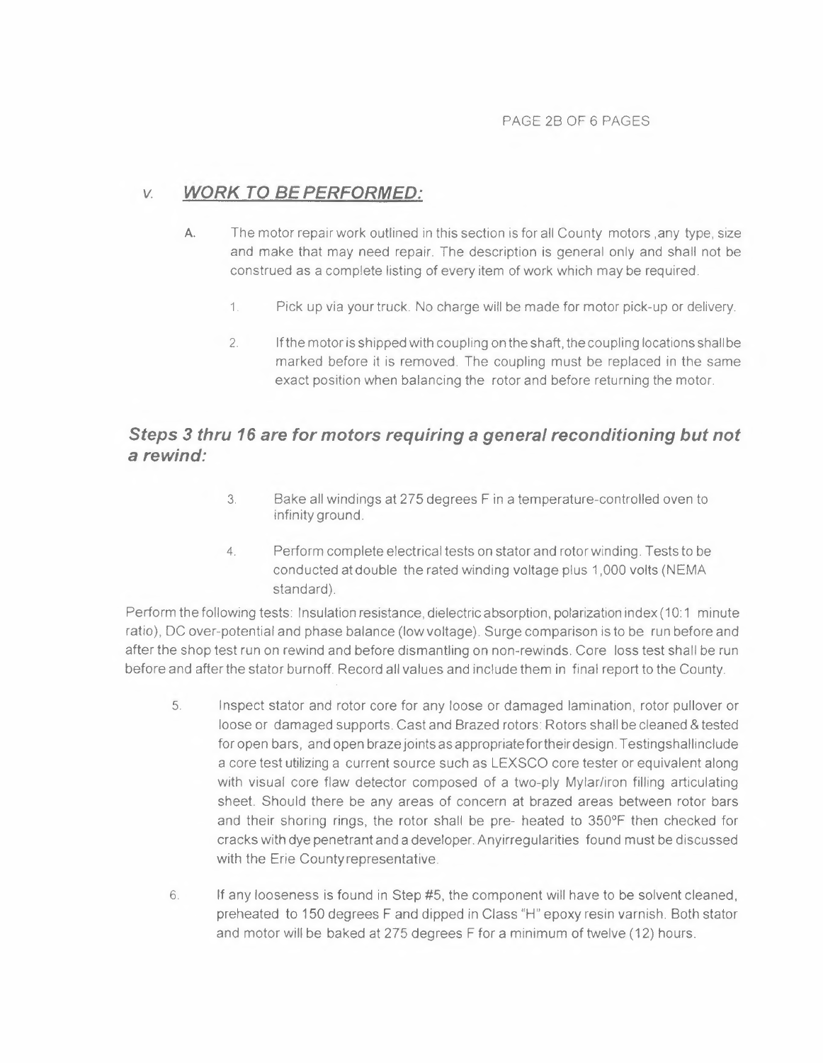## V. WORK TO BE PERFORMED:

A. The motor repair work outlined in this section is for all County motors ,any type, size and make that may need repair. The description is general only and shall not be construed as a complete listing of every item of work which may be required.

1. Pick up via your truck. No charge will be made for motor pick-up or delivery.

2. If the motor is shipped with coupling on the shaft, the coupling locations shall be marked before it is removed. The coupling must be replaced in the same exact position when balancing the rotor and before returning the motor.

### *Steps 3 thru 16 are for motors requiring a general reconditioning but not a rewind:*

3. Bake all windings at 275 degrees F in a temperature-controlled oven to infinity ground.

4. Perform complete electrical tests on stator and rotor winding. Tests to be conducted at double the rated winding voltage plus 1,000 volts (NEMA standard).

Perform the following tests: Insulation resistance, dielectric absorption, polarization index (10:1 minute ratio), DC over-potential and phase balance (low voltage). Surge comparison is to be run before and after the shop test run on rewind and before dismantling on non-rewinds. Core loss test shall be run before and after the stator burnoff. Record all values and include them in final report to the County.

5. Inspect stator and rotor core for any loose or damaged lamination, rotor pullover or loose or damaged supports. Cast and Brazed rotors: Rotors shall be cleaned & tested for open bars, and open braze joints as appropriate for their design. Testing shall include a core test utilizing a current source such as LEXSCO core tester or equivalent along with visual core flaw detector composed of a two-ply Mylar/iron filling articulating sheet. Should there be any areas of concern at brazed areas between rotor bars and their shoring rings, the rotor shall be pre- heated to 350°F then checked for cracks with dye penetrant and a developer. Any irregularities found must be discussed with the Erie County representative.

6. If any looseness is found in Step #5, the component will have to be solvent cleaned, preheated to 150 degrees F and dipped in Class "H" epoxy resin varnish. Both stator and motor will be baked at 275 degrees F for a minimum of twelve (12) hours.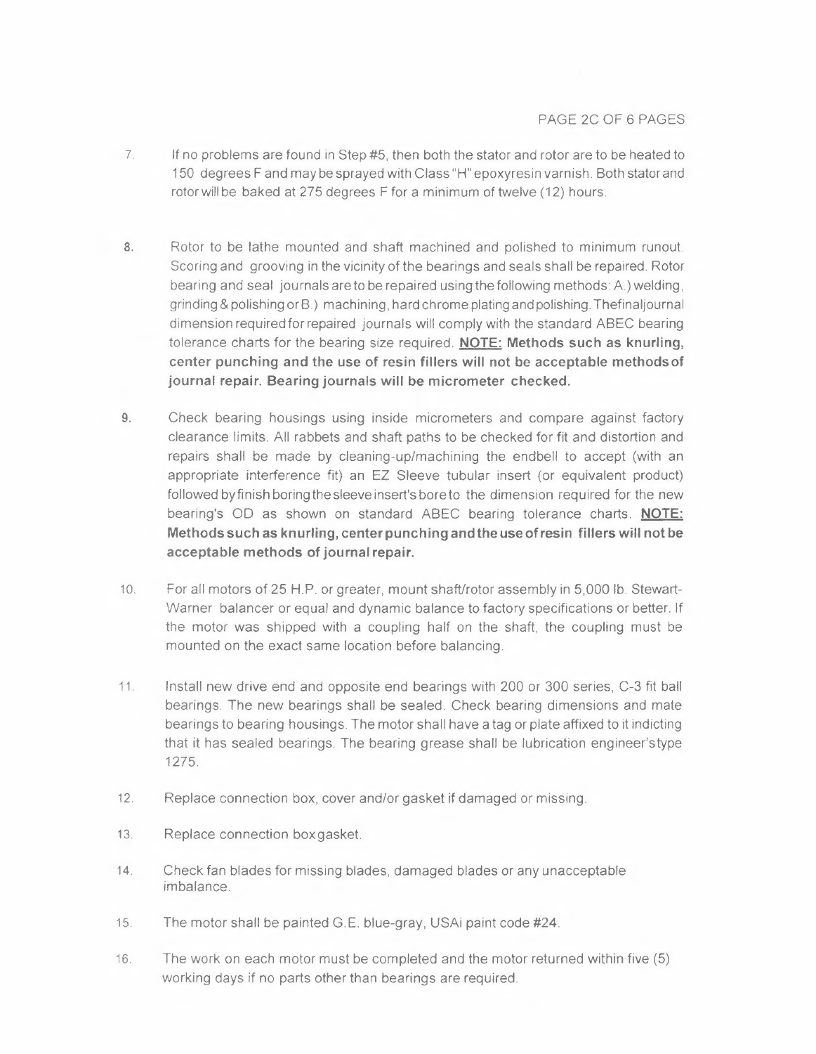7. If no problems are found in Step #5, then both the stator and rotor are to be heated to 150 degrees F and may be sprayed with Class "H" epoxyresin varnish. Both stator and rotor will be baked at 275 degrees F for a minimum of twelve (12) hours.

8. Rotor to be lathe mounted and shaft machined and polished to minimum runout. Scoring and grooving in the vicinity of the bearings and seals shall be repaired. Rotor bearing and seal journals are to be repaired using the following methods: A.) welding, grinding & polishing or B.) machining, hard chrome plating and polishing. The final journal dimension required for repaired journals will comply with the standard ABEC bearing tolerance charts for the bearing size required. **<u>NOTE:</u> Methods such as knurling, center punching and the use of resin fillers will not be acceptable methods of journal repair. Bearing journals will be micrometer checked.**

9. Check bearing housings using inside micrometers and compare against factory clearance limits. All rabbets and shaft paths to be checked for fit and distortion and repairs shall be made by cleaning-up/machining the endbell to accept (with an appropriate interference fit) an EZ Sleeve tubular insert (or equivalent product) followed by finish boring the sleeve insert's bore to the dimension required for the new bearing's OD as shown on standard ABEC bearing tolerance charts. **<u>NOTE:</u> Methods such as knurling, center punching and the use of resin fillers will not be acceptable methods of journal repair.**

10. For all motors of 25 H.P. or greater, mount shaft/rotor assembly in 5,000 lb. Stewart-Warner balancer or equal and dynamic balance to factory specifications or better. If the motor was shipped with a coupling half on the shaft, the coupling must be mounted on the exact same location before balancing.

11. Install new drive end and opposite end bearings with 200 or 300 series, C-3 fit ball bearings. The new bearings shall be sealed. Check bearing dimensions and mate bearings to bearing housings. The motor shall have a tag or plate affixed to it indicting that it has sealed bearings. The bearing grease shall be lubrication engineer's type 1275.

12. Replace connection box, cover and/or gasket if damaged or missing.

13. Replace connection box gasket.

14. Check fan blades for missing blades, damaged blades or any unacceptable imbalance.

15. The motor shall be painted G.E. blue-gray, USAi paint code #24.

16. The work on each motor must be completed and the motor returned within five (5) working days if no parts other than bearings are required.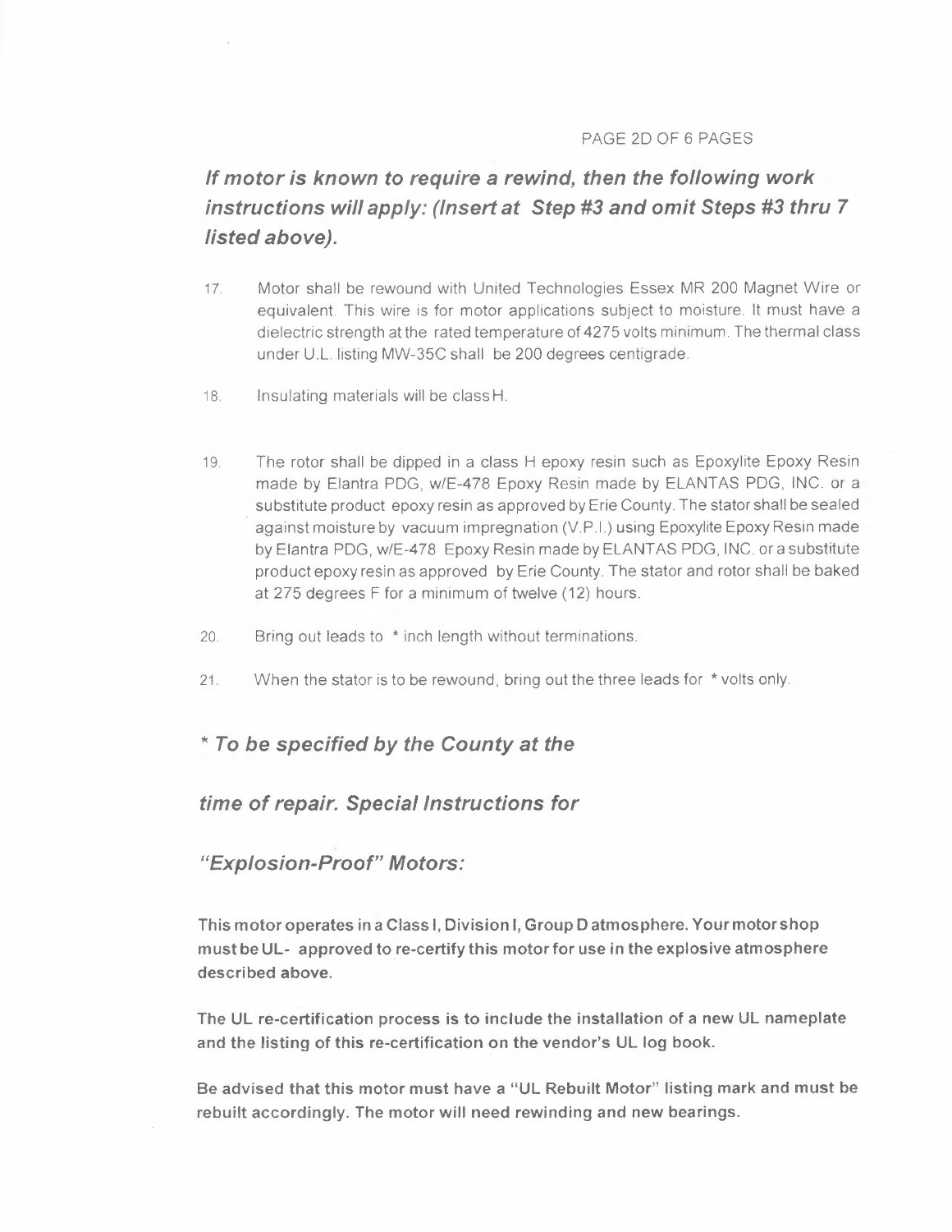***If motor is known to require a rewind, then the following work instructions will apply: (Insert at Step #3 and omit Steps #3 thru 7 listed above).***

17. Motor shall be rewound with United Technologies Essex MR 200 Magnet Wire or equivalent. This wire is for motor applications subject to moisture. It must have a dielectric strength at the rated temperature of 4275 volts minimum. The thermal class under U.L. listing MW-35C shall be 200 degrees centigrade.

18. Insulating materials will be class H.

19. The rotor shall be dipped in a class H epoxy resin such as Epoxylite Epoxy Resin made by Elantra PDG, w/E-478 Epoxy Resin made by ELANTAS PDG, INC. or a substitute product epoxy resin as approved by Erie County. The stator shall be sealed against moisture by vacuum impregnation (V.P.I.) using Epoxylite Epoxy Resin made by Elantra PDG, w/E-478 Epoxy Resin made by ELANTAS PDG, INC. or a substitute product epoxy resin as approved by Erie County. The stator and rotor shall be baked at 275 degrees F for a minimum of twelve (12) hours.

20. Bring out leads to * inch length without terminations.

21. When the stator is to be rewound, bring out the three leads for * volts only.

***\* To be specified by the County at the time of repair. Special Instructions for "Explosion-Proof" Motors:***

**This motor operates in a Class I, Division I, Group D atmosphere. Your motor shop must be UL- approved to re-certify this motor for use in the explosive atmosphere described above.**

**The UL re-certification process is to include the installation of a new UL nameplate and the listing of this re-certification on the vendor's UL log book.**

**Be advised that this motor must have a "UL Rebuilt Motor" listing mark and must be rebuilt accordingly. The motor will need rewinding and new bearings.**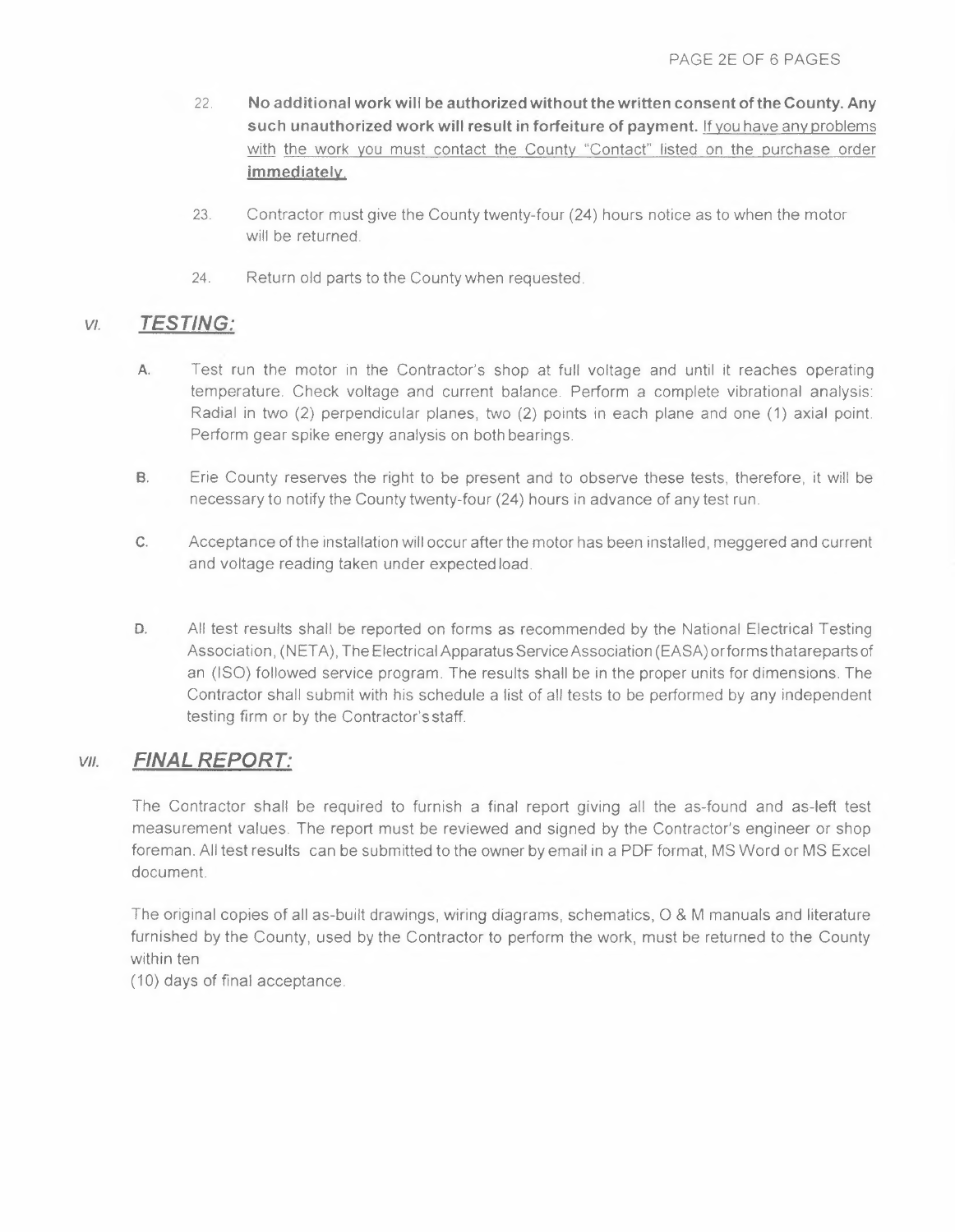22. **No additional work will be authorized without the written consent of the County. Any such unauthorized work will result in forfeiture of payment.** If you have any problems with the work you must contact the County "Contact" listed on the purchase order **immediately**.

23. Contractor must give the County twenty-four (24) hours notice as to when the motor will be returned.

24. Return old parts to the County when requested.

## VI. *TESTING:*

A. Test run the motor in the Contractor's shop at full voltage and until it reaches operating temperature. Check voltage and current balance. Perform a complete vibrational analysis: Radial in two (2) perpendicular planes, two (2) points in each plane and one (1) axial point. Perform gear spike energy analysis on both bearings.

B. Erie County reserves the right to be present and to observe these tests, therefore, it will be necessary to notify the County twenty-four (24) hours in advance of any test run.

C. Acceptance of the installation will occur after the motor has been installed, meggered and current and voltage reading taken under expected load.

D. All test results shall be reported on forms as recommended by the National Electrical Testing Association, (NETA), The Electrical Apparatus Service Association (EASA) or forms that are parts of an (ISO) followed service program. The results shall be in the proper units for dimensions. The Contractor shall submit with his schedule a list of all tests to be performed by any independent testing firm or by the Contractor's staff.

## VII. *FINAL REPORT:*

The Contractor shall be required to furnish a final report giving all the as-found and as-left test measurement values. The report must be reviewed and signed by the Contractor's engineer or shop foreman. All test results can be submitted to the owner by email in a PDF format, MS Word or MS Excel document.

The original copies of all as-built drawings, wiring diagrams, schematics, O & M manuals and literature furnished by the County, used by the Contractor to perform the work, must be returned to the County within ten (10) days of final acceptance.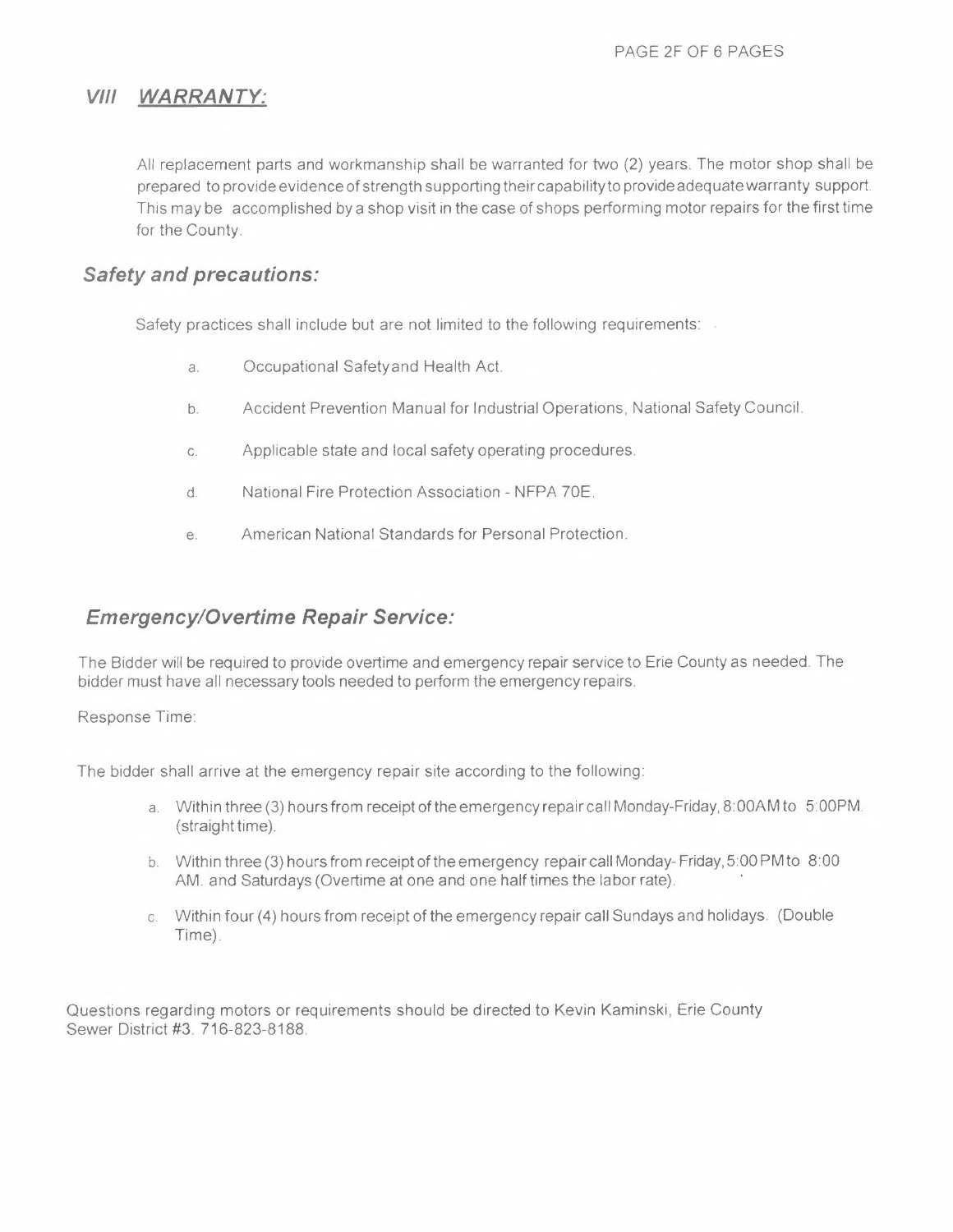## *VIII WARRANTY:*

All replacement parts and workmanship shall be warranted for two (2) years. The motor shop shall be prepared to provide evidence of strength supporting their capability to provide adequate warranty support. This may be accomplished by a shop visit in the case of shops performing motor repairs for the first time for the County.

## *Safety and precautions:*

Safety practices shall include but are not limited to the following requirements:

a. Occupational Safety and Health Act.

b. Accident Prevention Manual for Industrial Operations, National Safety Council.

c. Applicable state and local safety operating procedures.

d. National Fire Protection Association - NFPA 70E.

e. American National Standards for Personal Protection.

## *Emergency/Overtime Repair Service:*

The Bidder will be required to provide overtime and emergency repair service to Erie County as needed. The bidder must have all necessary tools needed to perform the emergency repairs.

Response Time:

The bidder shall arrive at the emergency repair site according to the following:

a. Within three (3) hours from receipt of the emergency repair call Monday-Friday, 8:00AM to 5:00PM. (straight time).

b. Within three (3) hours from receipt of the emergency repair call Monday- Friday, 5:00 PM to 8:00 AM. and Saturdays (Overtime at one and one half times the labor rate).

c. Within four (4) hours from receipt of the emergency repair call Sundays and holidays. (Double Time).

Questions regarding motors or requirements should be directed to Kevin Kaminski, Erie County Sewer District #3. 716-823-8188.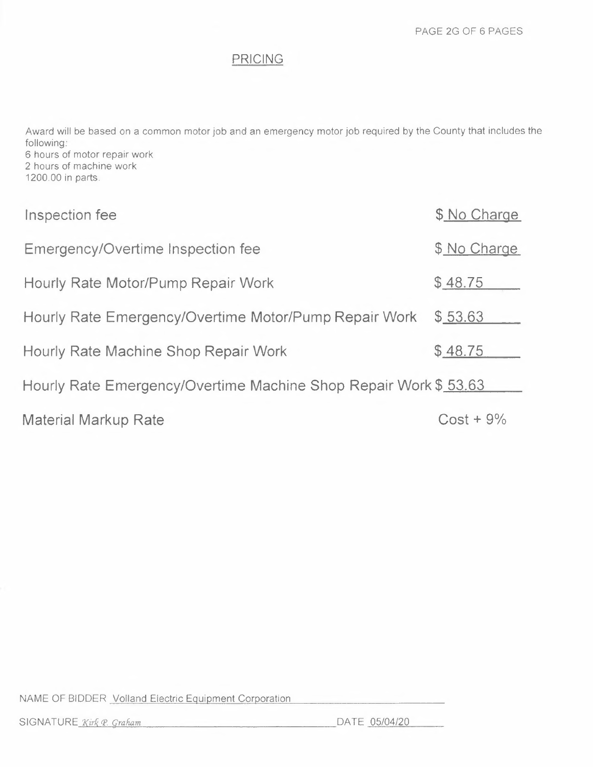## PRICING

Award will be based on a common motor job and an emergency motor job required by the County that includes the following:
6 hours of motor repair work
2 hours of machine work
1200.00 in parts.

| | |
|---|---|
| Inspection fee | $ No Charge |
| Emergency/Overtime Inspection fee | $ No Charge |
| Hourly Rate Motor/Pump Repair Work | $ 48.75 |
| Hourly Rate Emergency/Overtime Motor/Pump Repair Work | $ 53.63 |
| Hourly Rate Machine Shop Repair Work | $ 48.75 |
| Hourly Rate Emergency/Overtime Machine Shop Repair Work | $ 53.63 |
| Material Markup Rate | Cost + 9% |

NAME OF BIDDER Volland Electric Equipment Corporation

SIGNATURE *Kirk P. Graham* DATE 05/04/20